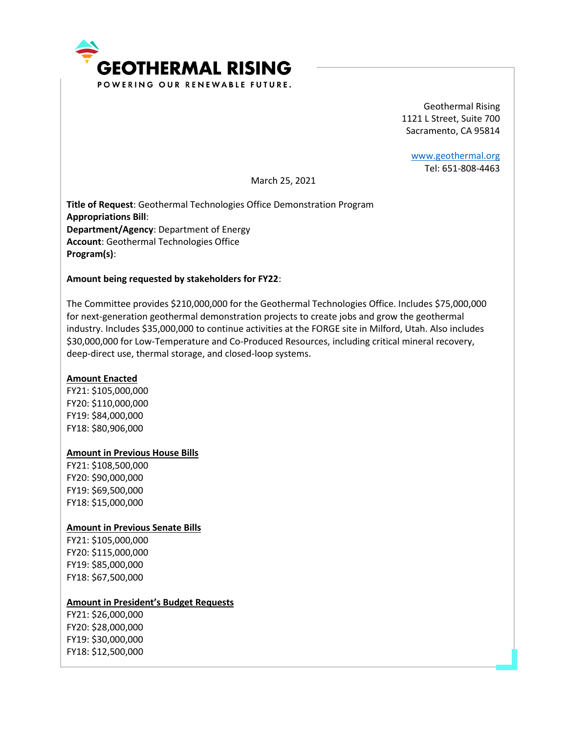# GEOTHERMAL RISING

POWERING OUR RENEWABLE FUTURE.

Geothermal Rising
1121 L Street, Suite 700
Sacramento, CA 95814

www.geothermal.org
Tel: 651-808-4463

March 25, 2021

**Title of Request**: Geothermal Technologies Office Demonstration Program
**Appropriations Bill**:
**Department/Agency**: Department of Energy
**Account**: Geothermal Technologies Office
**Program(s)**:

**Amount being requested by stakeholders for FY22**:

The Committee provides $210,000,000 for the Geothermal Technologies Office. Includes $75,000,000 for next-generation geothermal demonstration projects to create jobs and grow the geothermal industry. Includes $35,000,000 to continue activities at the FORGE site in Milford, Utah. Also includes $30,000,000 for Low-Temperature and Co-Produced Resources, including critical mineral recovery, deep-direct use, thermal storage, and closed-loop systems.

**Amount Enacted**
FY21: $105,000,000
FY20: $110,000,000
FY19: $84,000,000
FY18: $80,906,000

**Amount in Previous House Bills**
FY21: $108,500,000
FY20: $90,000,000
FY19: $69,500,000
FY18: $15,000,000

**Amount in Previous Senate Bills**
FY21: $105,000,000
FY20: $115,000,000
FY19: $85,000,000
FY18: $67,500,000

**Amount in President's Budget Requests**
FY21: $26,000,000
FY20: $28,000,000
FY19: $30,000,000
FY18: $12,500,000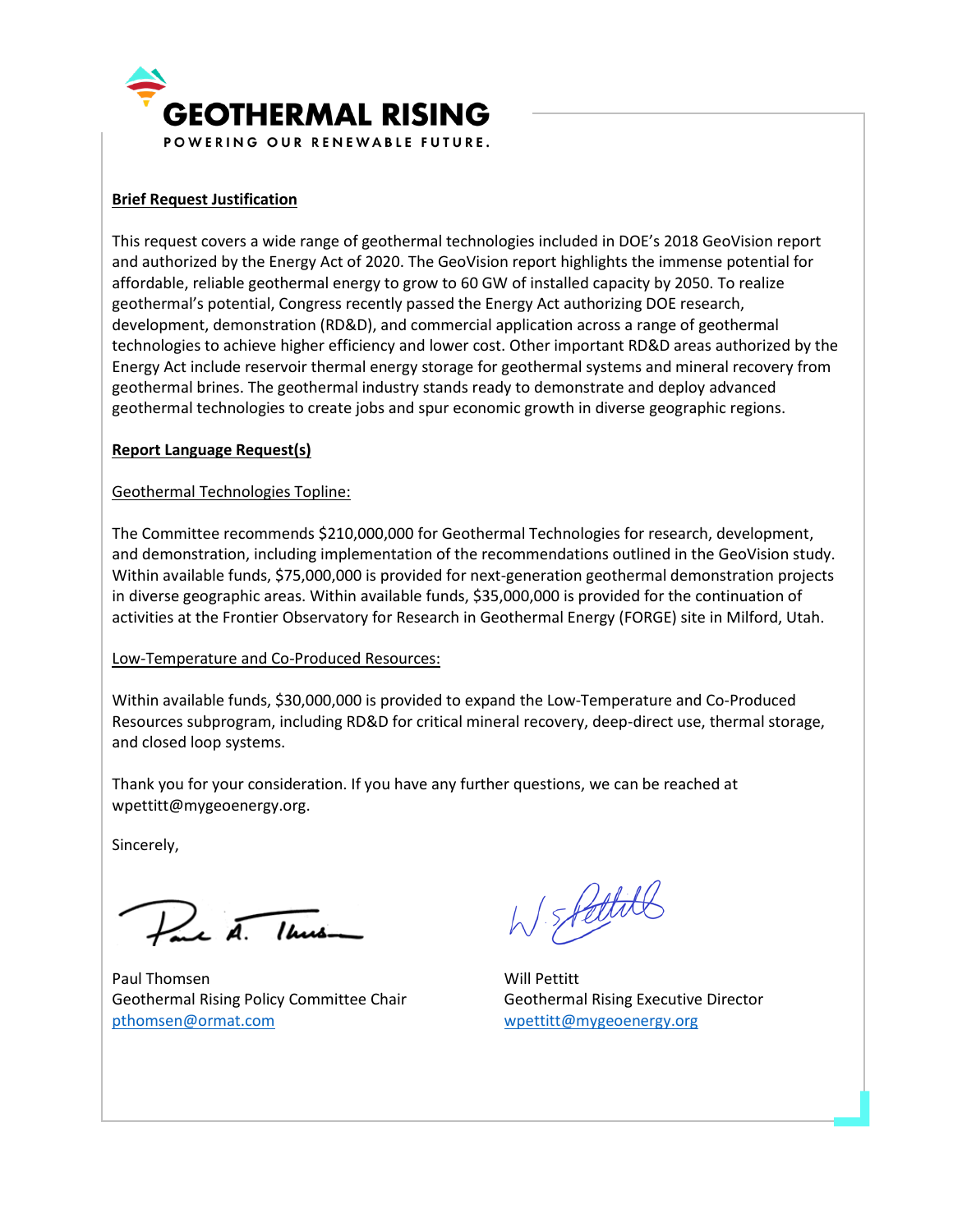GEOTHERMAL RISING

POWERING OUR RENEWABLE FUTURE.

**Brief Request Justification**

This request covers a wide range of geothermal technologies included in DOE's 2018 GeoVision report and authorized by the Energy Act of 2020. The GeoVision report highlights the immense potential for affordable, reliable geothermal energy to grow to 60 GW of installed capacity by 2050. To realize geothermal's potential, Congress recently passed the Energy Act authorizing DOE research, development, demonstration (RD&D), and commercial application across a range of geothermal technologies to achieve higher efficiency and lower cost. Other important RD&D areas authorized by the Energy Act include reservoir thermal energy storage for geothermal systems and mineral recovery from geothermal brines. The geothermal industry stands ready to demonstrate and deploy advanced geothermal technologies to create jobs and spur economic growth in diverse geographic regions.

**Report Language Request(s)**

Geothermal Technologies Topline:

The Committee recommends $210,000,000 for Geothermal Technologies for research, development, and demonstration, including implementation of the recommendations outlined in the GeoVision study. Within available funds, $75,000,000 is provided for next-generation geothermal demonstration projects in diverse geographic areas. Within available funds, $35,000,000 is provided for the continuation of activities at the Frontier Observatory for Research in Geothermal Energy (FORGE) site in Milford, Utah.

Low-Temperature and Co-Produced Resources:

Within available funds, $30,000,000 is provided to expand the Low-Temperature and Co-Produced Resources subprogram, including RD&D for critical mineral recovery, deep-direct use, thermal storage, and closed loop systems.

Thank you for your consideration. If you have any further questions, we can be reached at wpettitt@mygeoenergy.org.

Sincerely,

Paul Thomsen
Geothermal Rising Policy Committee Chair
pthomsen@ormat.com

Will Pettitt
Geothermal Rising Executive Director
wpettitt@mygeoenergy.org